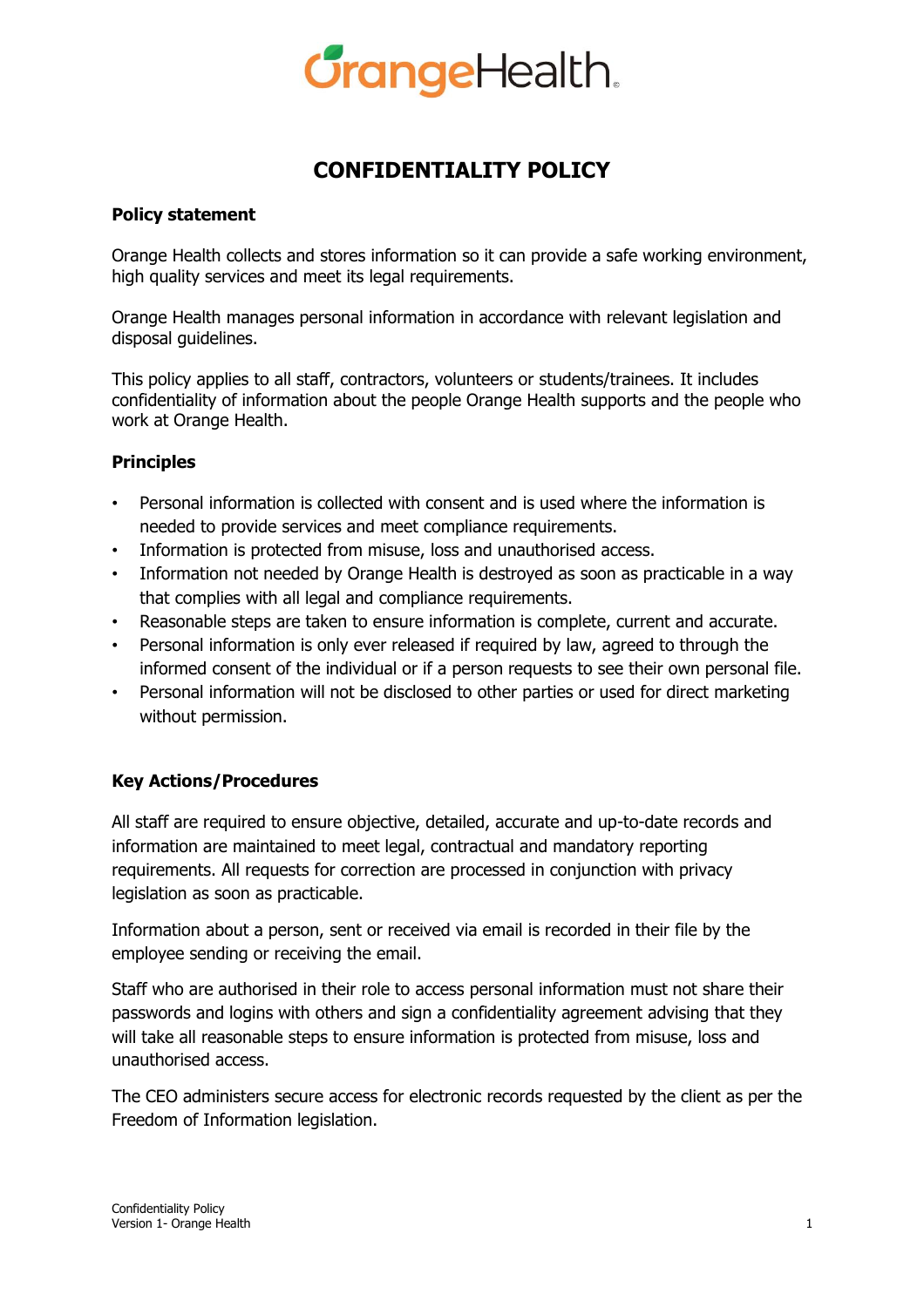# CONFIDENTIALITY POLICY

### Policy statement

Orange Health collects and stores information so it can provide a safe working environment, high quality services and meet its legal requirements.

Orange Health manages personal information in accordance with relevant legislation and disposal guidelines.

This policy applies to all staff, contractors, volunteers or students/trainees. It includes confidentiality of information about the people Orange Health supports and the people who work at Orange Health.

### Principles

- Personal information is collected with consent and is used where the information is needed to provide services and meet compliance requirements.
- Information is protected from misuse, loss and unauthorised access.
- Information not needed by Orange Health is destroyed as soon as practicable in a way that complies with all legal and compliance requirements.
- Reasonable steps are taken to ensure information is complete, current and accurate.
- Personal information is only ever released if required by law, agreed to through the informed consent of the individual or if a person requests to see their own personal file.
- Personal information will not be disclosed to other parties or used for direct marketing without permission.

### Key Actions/Procedures

All staff are required to ensure objective, detailed, accurate and up-to-date records and information are maintained to meet legal, contractual and mandatory reporting requirements. All requests for correction are processed in conjunction with privacy legislation as soon as practicable.

Information about a person, sent or received via email is recorded in their file by the employee sending or receiving the email.

Staff who are authorised in their role to access personal information must not share their passwords and logins with others and sign a confidentiality agreement advising that they will take all reasonable steps to ensure information is protected from misuse, loss and unauthorised access.

The CEO administers secure access for electronic records requested by the client as per the Freedom of Information legislation.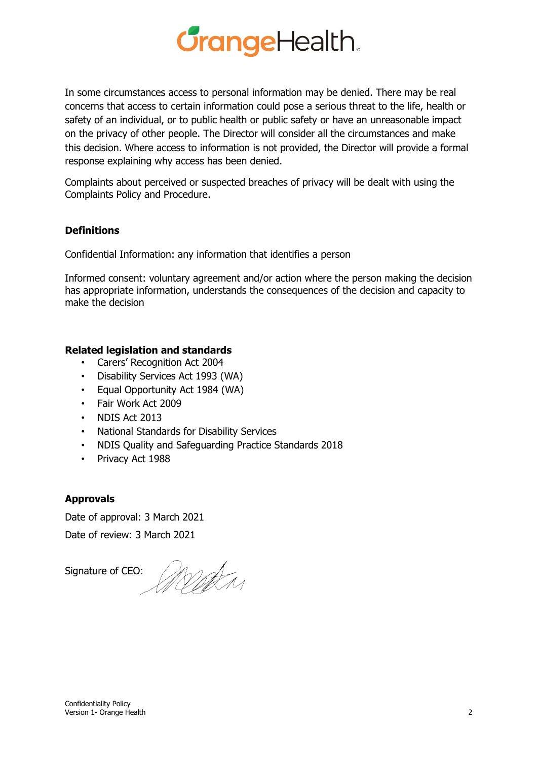In some circumstances access to personal information may be denied. There may be real concerns that access to certain information could pose a serious threat to the life, health or safety of an individual, or to public health or public safety or have an unreasonable impact on the privacy of other people. The Director will consider all the circumstances and make this decision. Where access to information is not provided, the Director will provide a formal response explaining why access has been denied.

Complaints about perceived or suspected breaches of privacy will be dealt with using the Complaints Policy and Procedure.

**Definitions**

Confidential Information: any information that identifies a person

Informed consent: voluntary agreement and/or action where the person making the decision has appropriate information, understands the consequences of the decision and capacity to make the decision

**Related legislation and standards**

- Carers' Recognition Act 2004
- Disability Services Act 1993 (WA)
- Equal Opportunity Act 1984 (WA)
- Fair Work Act 2009
- NDIS Act 2013
- National Standards for Disability Services
- NDIS Quality and Safeguarding Practice Standards 2018
- Privacy Act 1988

**Approvals**

Date of approval: 3 March 2021

Date of review: 3 March 2021

Signature of CEO: